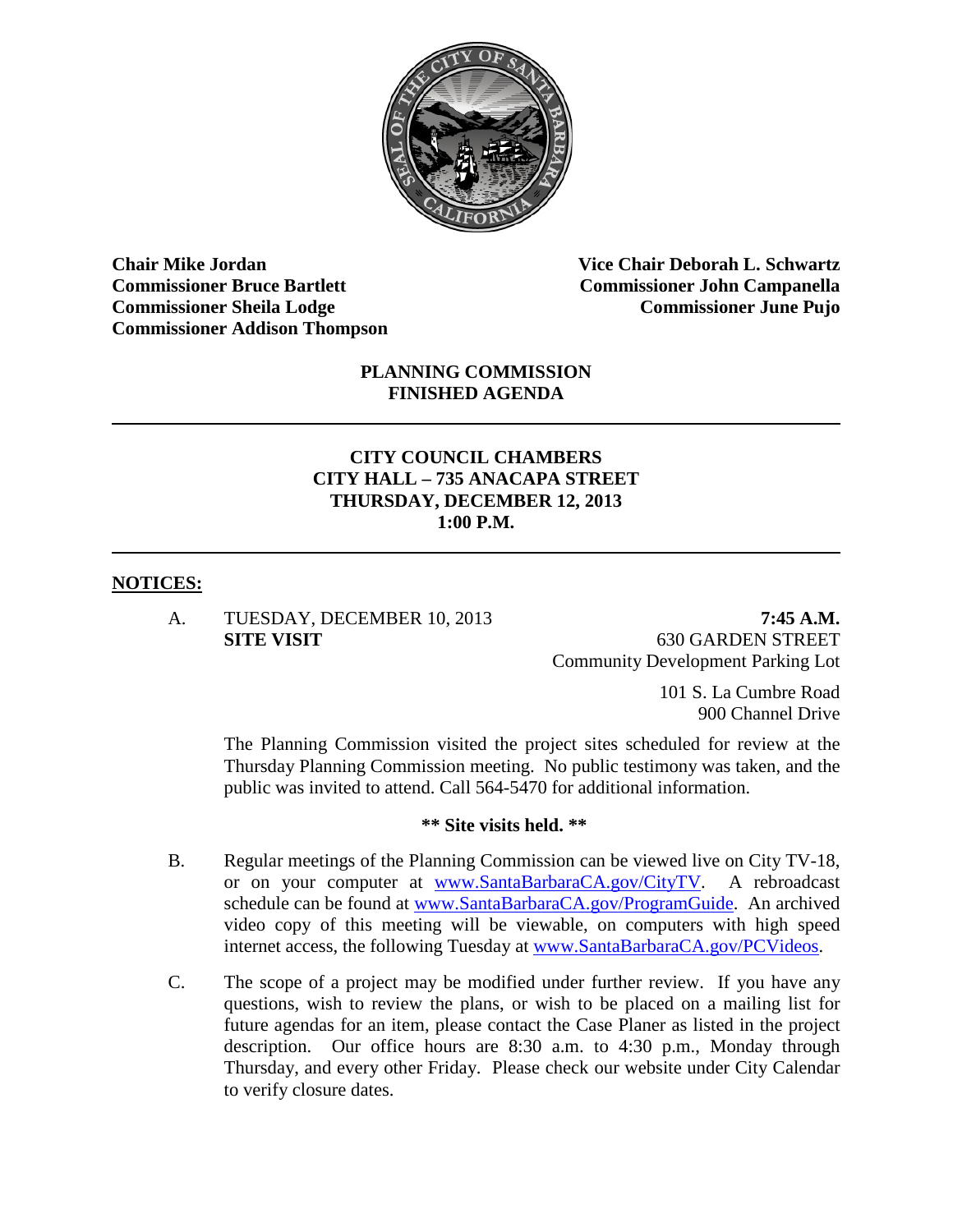**Chair Mike Jordan**
**Commissioner Bruce Bartlett**
**Commissioner Sheila Lodge**
**Commissioner Addison Thompson**

**Vice Chair Deborah L. Schwartz**
**Commissioner John Campanella**
**Commissioner June Pujo**

# PLANNING COMMISSION FINISHED AGENDA

---

## CITY COUNCIL CHAMBERS
## CITY HALL – 735 ANACAPA STREET
## THURSDAY, DECEMBER 12, 2013
## 1:00 P.M.

---

## NOTICES:

A. TUESDAY, DECEMBER 10, 2013 **7:45 A.M.**
**SITE VISIT** 630 GARDEN STREET
Community Development Parking Lot

101 S. La Cumbre Road
900 Channel Drive

The Planning Commission visited the project sites scheduled for review at the Thursday Planning Commission meeting. No public testimony was taken, and the public was invited to attend. Call 564-5470 for additional information.

**\*\* Site visits held. \*\***

B. Regular meetings of the Planning Commission can be viewed live on City TV-18, or on your computer at www.SantaBarbaraCA.gov/CityTV. A rebroadcast schedule can be found at www.SantaBarbaraCA.gov/ProgramGuide. An archived video copy of this meeting will be viewable, on computers with high speed internet access, the following Tuesday at www.SantaBarbaraCA.gov/PCVideos.

C. The scope of a project may be modified under further review. If you have any questions, wish to review the plans, or wish to be placed on a mailing list for future agendas for an item, please contact the Case Planer as listed in the project description. Our office hours are 8:30 a.m. to 4:30 p.m., Monday through Thursday, and every other Friday. Please check our website under City Calendar to verify closure dates.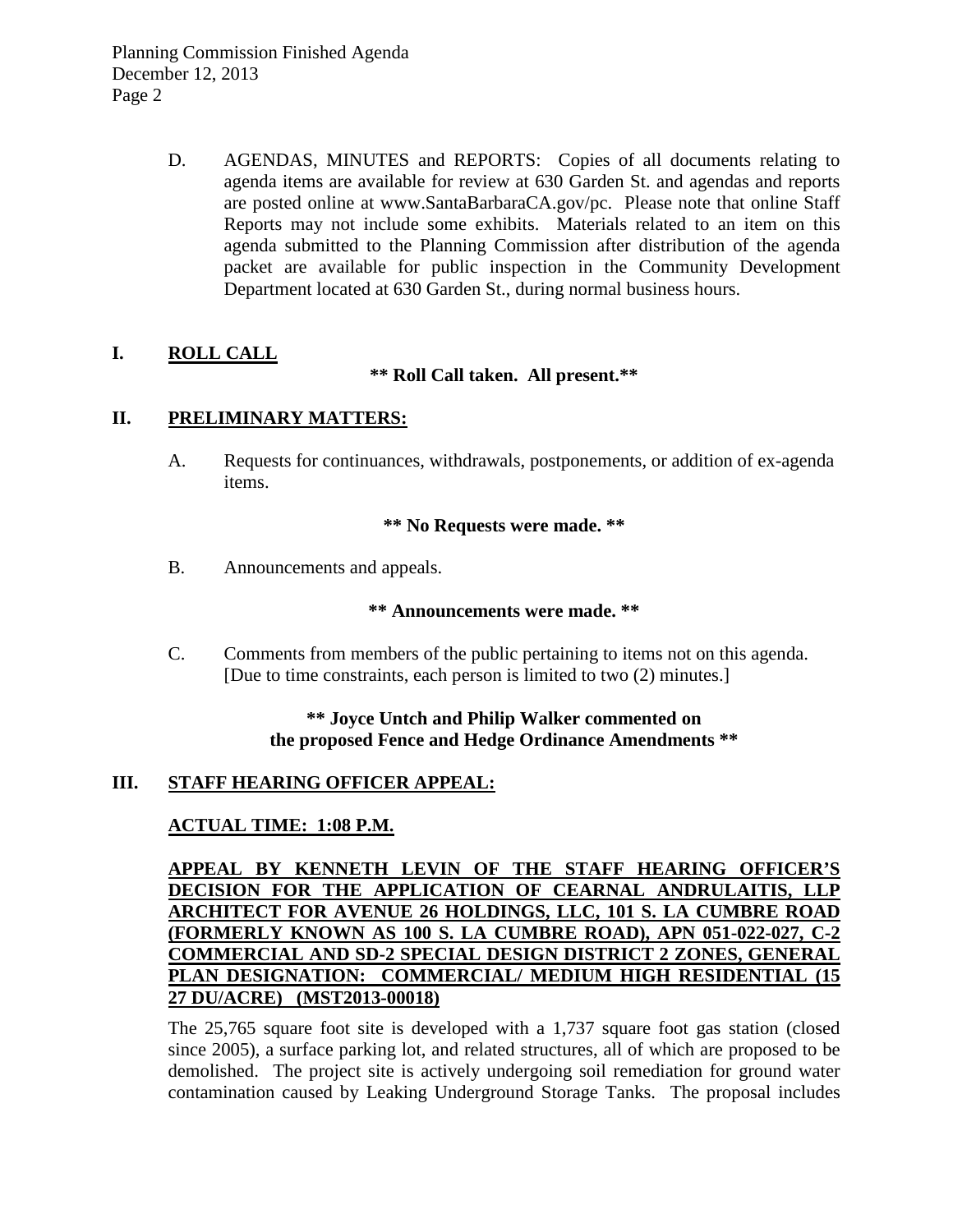D. AGENDAS, MINUTES and REPORTS: Copies of all documents relating to agenda items are available for review at 630 Garden St. and agendas and reports are posted online at www.SantaBarbaraCA.gov/pc. Please note that online Staff Reports may not include some exhibits. Materials related to an item on this agenda submitted to the Planning Commission after distribution of the agenda packet are available for public inspection in the Community Development Department located at 630 Garden St., during normal business hours.

## I. ROLL CALL

**\*\* Roll Call taken. All present.\*\***

## II. PRELIMINARY MATTERS:

A. Requests for continuances, withdrawals, postponements, or addition of ex-agenda items.

**\*\* No Requests were made. \*\***

B. Announcements and appeals.

**\*\* Announcements were made. \*\***

C. Comments from members of the public pertaining to items not on this agenda. [Due to time constraints, each person is limited to two (2) minutes.]

**\*\* Joyce Untch and Philip Walker commented on the proposed Fence and Hedge Ordinance Amendments \*\***

## III. STAFF HEARING OFFICER APPEAL:

**ACTUAL TIME: 1:08 P.M.**

**APPEAL BY KENNETH LEVIN OF THE STAFF HEARING OFFICER'S DECISION FOR THE APPLICATION OF CEARNAL ANDRULAITIS, LLP ARCHITECT FOR AVENUE 26 HOLDINGS, LLC, 101 S. LA CUMBRE ROAD (FORMERLY KNOWN AS 100 S. LA CUMBRE ROAD), APN 051-022-027, C-2 COMMERCIAL AND SD-2 SPECIAL DESIGN DISTRICT 2 ZONES, GENERAL PLAN DESIGNATION: COMMERCIAL/ MEDIUM HIGH RESIDENTIAL (15 27 DU/ACRE) (MST2013-00018)**

The 25,765 square foot site is developed with a 1,737 square foot gas station (closed since 2005), a surface parking lot, and related structures, all of which are proposed to be demolished. The project site is actively undergoing soil remediation for ground water contamination caused by Leaking Underground Storage Tanks. The proposal includes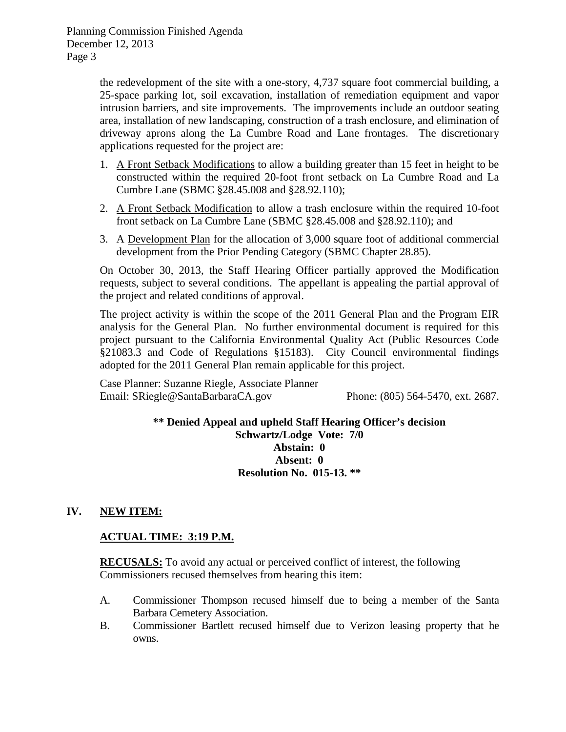the redevelopment of the site with a one-story, 4,737 square foot commercial building, a 25-space parking lot, soil excavation, installation of remediation equipment and vapor intrusion barriers, and site improvements. The improvements include an outdoor seating area, installation of new landscaping, construction of a trash enclosure, and elimination of driveway aprons along the La Cumbre Road and Lane frontages. The discretionary applications requested for the project are:

1. A Front Setback Modifications to allow a building greater than 15 feet in height to be constructed within the required 20-foot front setback on La Cumbre Road and La Cumbre Lane (SBMC §28.45.008 and §28.92.110);
2. A Front Setback Modification to allow a trash enclosure within the required 10-foot front setback on La Cumbre Lane (SBMC §28.45.008 and §28.92.110); and
3. A Development Plan for the allocation of 3,000 square foot of additional commercial development from the Prior Pending Category (SBMC Chapter 28.85).

On October 30, 2013, the Staff Hearing Officer partially approved the Modification requests, subject to several conditions. The appellant is appealing the partial approval of the project and related conditions of approval.

The project activity is within the scope of the 2011 General Plan and the Program EIR analysis for the General Plan. No further environmental document is required for this project pursuant to the California Environmental Quality Act (Public Resources Code §21083.3 and Code of Regulations §15183). City Council environmental findings adopted for the 2011 General Plan remain applicable for this project.

Case Planner: Suzanne Riegle, Associate Planner
Email: SRiegle@SantaBarbaraCA.gov Phone: (805) 564-5470, ext. 2687.

**** Denied Appeal and upheld Staff Hearing Officer's decision**
**Schwartz/Lodge Vote: 7/0**
**Abstain: 0**
**Absent: 0**
**Resolution No. 015-13. ****

## IV. NEW ITEM:

**ACTUAL TIME: 3:19 P.M.**

**RECUSALS:** To avoid any actual or perceived conflict of interest, the following Commissioners recused themselves from hearing this item:

A. Commissioner Thompson recused himself due to being a member of the Santa Barbara Cemetery Association.

B. Commissioner Bartlett recused himself due to Verizon leasing property that he owns.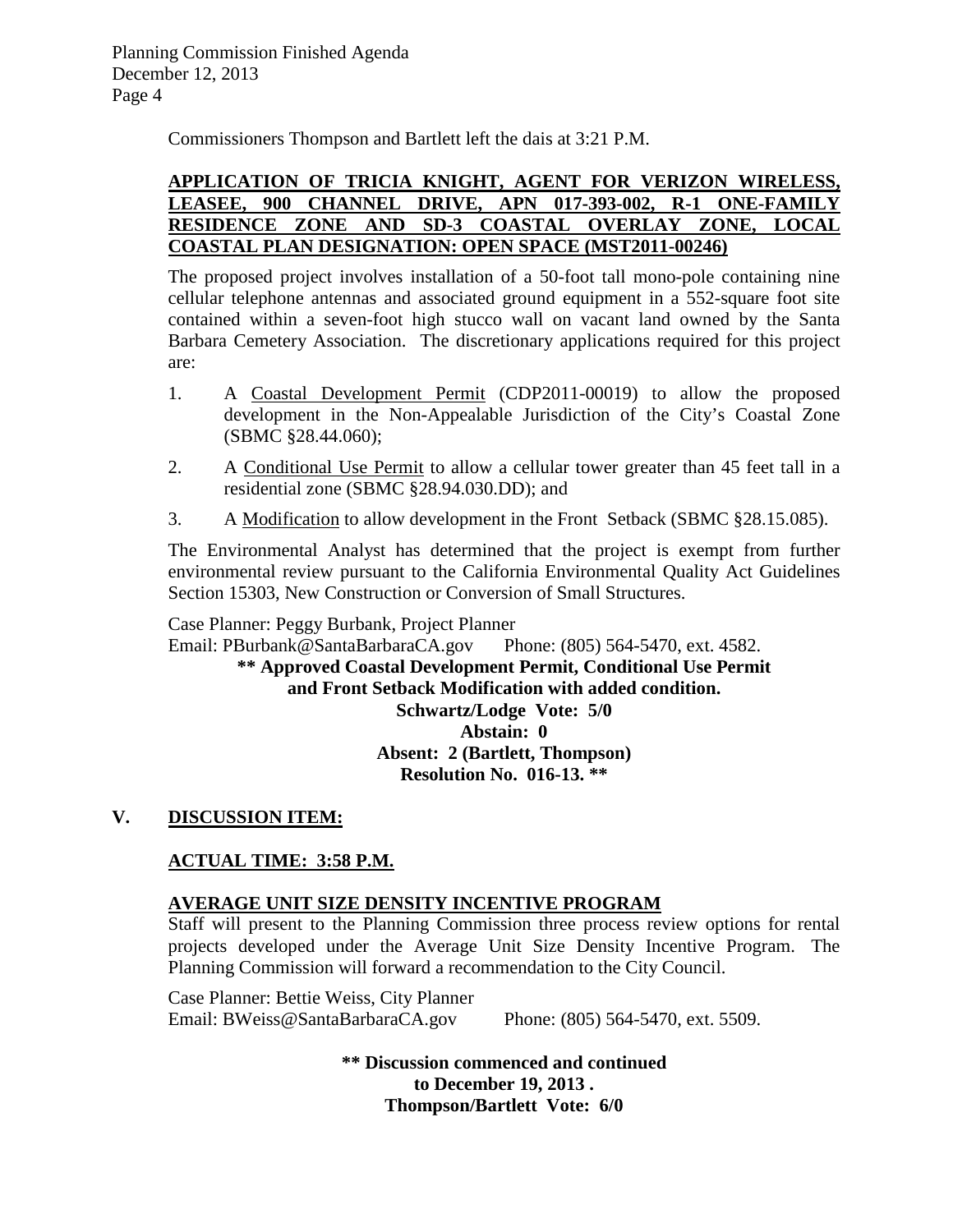Commissioners Thompson and Bartlett left the dais at 3:21 P.M.

**APPLICATION OF TRICIA KNIGHT, AGENT FOR VERIZON WIRELESS, LEASEE, 900 CHANNEL DRIVE, APN 017-393-002, R-1 ONE-FAMILY RESIDENCE ZONE AND SD-3 COASTAL OVERLAY ZONE, LOCAL COASTAL PLAN DESIGNATION: OPEN SPACE (MST2011-00246)**

The proposed project involves installation of a 50-foot tall mono-pole containing nine cellular telephone antennas and associated ground equipment in a 552-square foot site contained within a seven-foot high stucco wall on vacant land owned by the Santa Barbara Cemetery Association. The discretionary applications required for this project are:

1. A Coastal Development Permit (CDP2011-00019) to allow the proposed development in the Non-Appealable Jurisdiction of the City's Coastal Zone (SBMC §28.44.060);
2. A Conditional Use Permit to allow a cellular tower greater than 45 feet tall in a residential zone (SBMC §28.94.030.DD); and
3. A Modification to allow development in the Front Setback (SBMC §28.15.085).

The Environmental Analyst has determined that the project is exempt from further environmental review pursuant to the California Environmental Quality Act Guidelines Section 15303, New Construction or Conversion of Small Structures.

Case Planner: Peggy Burbank, Project Planner
Email: PBurbank@SantaBarbaraCA.gov Phone: (805) 564-5470, ext. 4582.

**\*\* Approved Coastal Development Permit, Conditional Use Permit and Front Setback Modification with added condition.**
**Schwartz/Lodge Vote: 5/0**
**Abstain: 0**
**Absent: 2 (Bartlett, Thompson)**
**Resolution No. 016-13. \*\***

## V. DISCUSSION ITEM:

**ACTUAL TIME: 3:58 P.M.**

**AVERAGE UNIT SIZE DENSITY INCENTIVE PROGRAM**

Staff will present to the Planning Commission three process review options for rental projects developed under the Average Unit Size Density Incentive Program. The Planning Commission will forward a recommendation to the City Council.

Case Planner: Bettie Weiss, City Planner
Email: BWeiss@SantaBarbaraCA.gov Phone: (805) 564-5470, ext. 5509.

**\*\* Discussion commenced and continued to December 19, 2013 .**
**Thompson/Bartlett Vote: 6/0**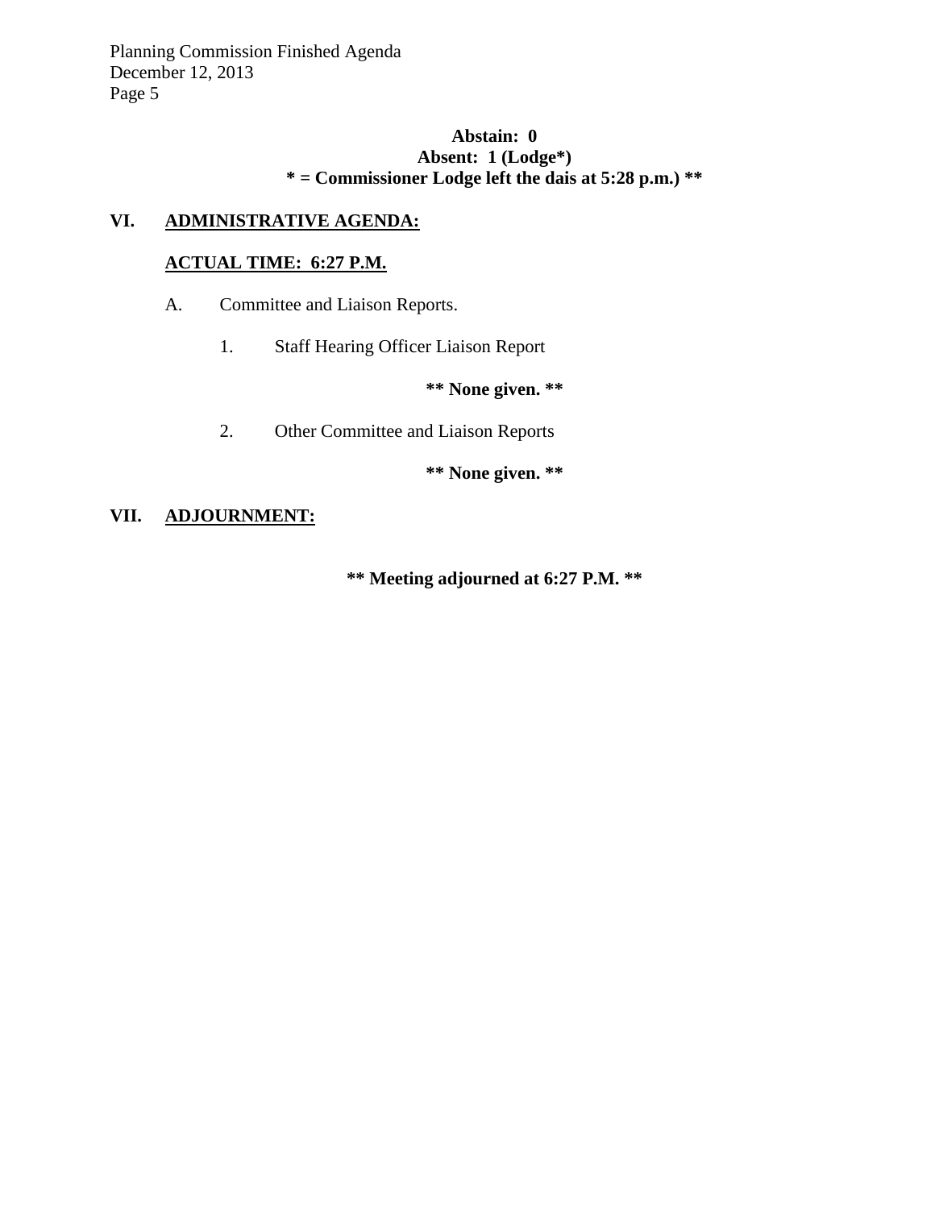**Abstain: 0**
**Absent: 1 (Lodge*)**
*** = Commissioner Lodge left the dais at 5:28 p.m.) ****

## VI. ADMINISTRATIVE AGENDA:

**ACTUAL TIME: 6:27 P.M.**

A. Committee and Liaison Reports.

1. Staff Hearing Officer Liaison Report

**** None given. ****

2. Other Committee and Liaison Reports

**** None given. ****

## VII. ADJOURNMENT:

**** Meeting adjourned at 6:27 P.M. ****